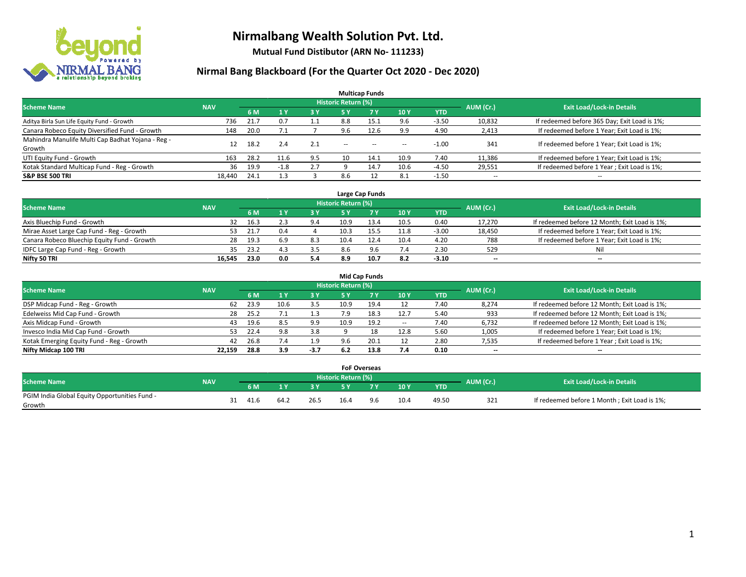# Nirmalbang Wealth Solution Pvt. Ltd.

**Mutual Fund Distibutor (ARN No- 111233)**

## Nirmal Bang Blackboard (For the Quarter Oct 2020 - Dec 2020)

### Multicap Funds

| Scheme Name | NAV | Historic Return (%) | | | | | | | AUM (Cr.) | Exit Load/Lock-in Details |
|---|---|---|---|---|---|---|---|---|---|---|
| | | 6 M | 1 Y | 3 Y | 5 Y | 7 Y | 10 Y | YTD | | |
| Aditya Birla Sun Life Equity Fund - Growth | 736 | 21.7 | 0.7 | 1.1 | 8.8 | 15.1 | 9.6 | -3.50 | 10,832 | If redeemed before 365 Day; Exit Load is 1%; |
| Canara Robeco Equity Diversified Fund - Growth | 148 | 20.0 | 7.1 | 7 | 9.6 | 12.6 | 9.9 | 4.90 | 2,413 | If redeemed before 1 Year; Exit Load is 1%; |
| Mahindra Manulife Multi Cap Badhat Yojana - Reg - Growth | 12 | 18.2 | 2.4 | 2.1 | -- | -- | -- | -1.00 | 341 | If redeemed before 1 Year; Exit Load is 1%; |
| UTI Equity Fund - Growth | 163 | 28.2 | 11.6 | 9.5 | 10 | 14.1 | 10.9 | 7.40 | 11,386 | If redeemed before 1 Year; Exit Load is 1%; |
| Kotak Standard Multicap Fund - Reg - Growth | 36 | 19.9 | -1.8 | 2.7 | 9 | 14.7 | 10.6 | -4.50 | 29,551 | If redeemed before 1 Year ; Exit Load is 1%; |
| **S&P BSE 500 TRI** | 18,440 | 24.1 | 1.3 | 3 | 8.6 | 12 | 8.1 | -1.50 | -- | -- |

### Large Cap Funds

| Scheme Name | NAV | Historic Return (%) | | | | | | | AUM (Cr.) | Exit Load/Lock-in Details |
|---|---|---|---|---|---|---|---|---|---|---|
| | | 6 M | 1 Y | 3 Y | 5 Y | 7 Y | 10 Y | YTD | | |
| Axis Bluechip Fund - Growth | 32 | 16.3 | 2.3 | 9.4 | 10.9 | 13.4 | 10.5 | 0.40 | 17,270 | If redeemed before 12 Month; Exit Load is 1%; |
| Mirae Asset Large Cap Fund - Reg - Growth | 53 | 21.7 | 0.4 | 4 | 10.3 | 15.5 | 11.8 | -3.00 | 18,450 | If redeemed before 1 Year; Exit Load is 1%; |
| Canara Robeco Bluechip Equity Fund - Growth | 28 | 19.3 | 6.9 | 8.3 | 10.4 | 12.4 | 10.4 | 4.20 | 788 | If redeemed before 1 Year; Exit Load is 1%; |
| IDFC Large Cap Fund - Reg - Growth | 35 | 23.2 | 4.3 | 3.5 | 8.6 | 9.6 | 7.4 | 2.30 | 529 | Nil |
| **Nifty 50 TRI** | **16,545** | **23.0** | **0.0** | **5.4** | **8.9** | **10.7** | **8.2** | **-3.10** | **--** | **--** |

### Mid Cap Funds

| Scheme Name | NAV | Historic Return (%) | | | | | | | AUM (Cr.) | Exit Load/Lock-in Details |
|---|---|---|---|---|---|---|---|---|---|---|
| | | 6 M | 1 Y | 3 Y | 5 Y | 7 Y | 10 Y | YTD | | |
| DSP Midcap Fund - Reg - Growth | 62 | 23.9 | 10.6 | 3.5 | 10.9 | 19.4 | 12 | 7.40 | 8,274 | If redeemed before 12 Month; Exit Load is 1%; |
| Edelweiss Mid Cap Fund - Growth | 28 | 25.2 | 7.1 | 1.3 | 7.9 | 18.3 | 12.7 | 5.40 | 933 | If redeemed before 12 Month; Exit Load is 1%; |
| Axis Midcap Fund - Growth | 43 | 19.6 | 8.5 | 9.9 | 10.9 | 19.2 | -- | 7.40 | 6,732 | If redeemed before 12 Month; Exit Load is 1%; |
| Invesco India Mid Cap Fund - Growth | 53 | 22.4 | 9.8 | 3.8 | 9 | 18 | 12.8 | 5.60 | 1,005 | If redeemed before 1 Year; Exit Load is 1%; |
| Kotak Emerging Equity Fund - Reg - Growth | 42 | 26.8 | 7.4 | 1.9 | 9.6 | 20.1 | 12 | 2.80 | 7,535 | If redeemed before 1 Year ; Exit Load is 1%; |
| **Nifty Midcap 100 TRI** | **22,159** | **28.8** | **3.9** | **-3.7** | **6.2** | **13.8** | **7.4** | **0.10** | **--** | **--** |

### FoF Overseas

| Scheme Name | NAV | Historic Return (%) | | | | | | | AUM (Cr.) | Exit Load/Lock-in Details |
|---|---|---|---|---|---|---|---|---|---|---|
| | | 6 M | 1 Y | 3 Y | 5 Y | 7 Y | 10 Y | YTD | | |
| PGIM India Global Equity Opportunities Fund - Growth | 31 | 41.6 | 64.2 | 26.5 | 16.4 | 9.6 | 10.4 | 49.50 | 321 | If redeemed before 1 Month ; Exit Load is 1%; |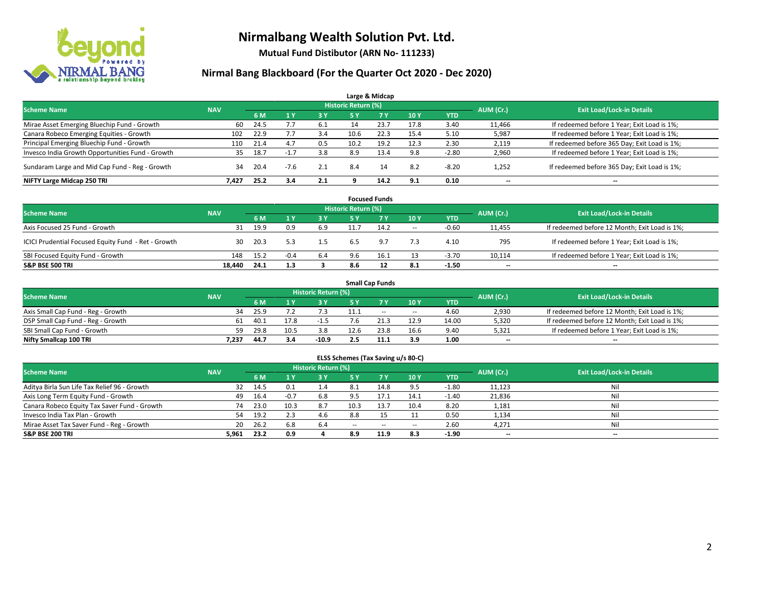# Nirmalbang Wealth Solution Pvt. Ltd.

**Mutual Fund Distibutor (ARN No- 111233)**

## Nirmal Bang Blackboard (For the Quarter Oct 2020 - Dec 2020)

### Large & Midcap

| Scheme Name | NAV | Historic Return (%) | | | | | | | AUM (Cr.) | Exit Load/Lock-in Details |
|---|---|---|---|---|---|---|---|---|---|---|
| | | 6 M | 1 Y | 3 Y | 5 Y | 7 Y | 10 Y | YTD | | |
| Mirae Asset Emerging Bluechip Fund - Growth | 60 | 24.5 | 7.7 | 6.1 | 14 | 23.7 | 17.8 | 3.40 | 11,466 | If redeemed before 1 Year; Exit Load is 1%; |
| Canara Robeco Emerging Equities - Growth | 102 | 22.9 | 7.7 | 3.4 | 10.6 | 22.3 | 15.4 | 5.10 | 5,987 | If redeemed before 1 Year; Exit Load is 1%; |
| Principal Emerging Bluechip Fund - Growth | 110 | 21.4 | 4.7 | 0.5 | 10.2 | 19.2 | 12.3 | 2.30 | 2,119 | If redeemed before 365 Day; Exit Load is 1%; |
| Invesco India Growth Opportunities Fund - Growth | 35 | 18.7 | -1.7 | 3.8 | 8.9 | 13.4 | 9.8 | -2.80 | 2,960 | If redeemed before 1 Year; Exit Load is 1%; |
| Sundaram Large and Mid Cap Fund - Reg - Growth | 34 | 20.4 | -7.6 | 2.1 | 8.4 | 14 | 8.2 | -8.20 | 1,252 | If redeemed before 365 Day; Exit Load is 1%; |
| **NIFTY Large Midcap 250 TRI** | **7,427** | **25.2** | **3.4** | **2.1** | **9** | **14.2** | **9.1** | **0.10** | **--** | **--** |

### Focused Funds

| Scheme Name | NAV | Historic Return (%) | | | | | | | AUM (Cr.) | Exit Load/Lock-in Details |
|---|---|---|---|---|---|---|---|---|---|---|
| | | 6 M | 1 Y | 3 Y | 5 Y | 7 Y | 10 Y | YTD | | |
| Axis Focused 25 Fund - Growth | 31 | 19.9 | 0.9 | 6.9 | 11.7 | 14.2 | -- | -0.60 | 11,455 | If redeemed before 12 Month; Exit Load is 1%; |
| ICICI Prudential Focused Equity Fund - Ret - Growth | 30 | 20.3 | 5.3 | 1.5 | 6.5 | 9.7 | 7.3 | 4.10 | 795 | If redeemed before 1 Year; Exit Load is 1%; |
| SBI Focused Equity Fund - Growth | 148 | 15.2 | -0.4 | 6.4 | 9.6 | 16.1 | 13 | -3.70 | 10,114 | If redeemed before 1 Year; Exit Load is 1%; |
| **S&P BSE 500 TRI** | **18,440** | **24.1** | **1.3** | **3** | **8.6** | **12** | **8.1** | **-1.50** | **--** | **--** |

### Small Cap Funds

| Scheme Name | NAV | Historic Return (%) | | | | | | | AUM (Cr.) | Exit Load/Lock-in Details |
|---|---|---|---|---|---|---|---|---|---|---|
| | | 6 M | 1 Y | 3 Y | 5 Y | 7 Y | 10 Y | YTD | | |
| Axis Small Cap Fund - Reg - Growth | 34 | 25.9 | 7.2 | 7.3 | 11.1 | -- | -- | 4.60 | 2,930 | If redeemed before 12 Month; Exit Load is 1%; |
| DSP Small Cap Fund - Reg - Growth | 61 | 40.1 | 17.8 | -1.5 | 7.6 | 21.3 | 12.9 | 14.00 | 5,320 | If redeemed before 12 Month; Exit Load is 1%; |
| SBI Small Cap Fund - Growth | 59 | 29.8 | 10.5 | 3.8 | 12.6 | 23.8 | 16.6 | 9.40 | 5,321 | If redeemed before 1 Year; Exit Load is 1%; |
| **Nifty Smallcap 100 TRI** | **7,237** | **44.7** | **3.4** | **-10.9** | **2.5** | **11.1** | **3.9** | **1.00** | **--** | **--** |

### ELSS Schemes (Tax Saving u/s 80-C)

| Scheme Name | NAV | Historic Return (%) | | | | | | | AUM (Cr.) | Exit Load/Lock-in Details |
|---|---|---|---|---|---|---|---|---|---|---|
| | | 6 M | 1 Y | 3 Y | 5 Y | 7 Y | 10 Y | YTD | | |
| Aditya Birla Sun Life Tax Relief 96 - Growth | 32 | 14.5 | 0.1 | 1.4 | 8.1 | 14.8 | 9.5 | -1.80 | 11,123 | Nil |
| Axis Long Term Equity Fund - Growth | 49 | 16.4 | -0.7 | 6.8 | 9.5 | 17.1 | 14.1 | -1.40 | 21,836 | Nil |
| Canara Robeco Equity Tax Saver Fund - Growth | 74 | 23.0 | 10.3 | 8.7 | 10.3 | 13.7 | 10.4 | 8.20 | 1,181 | Nil |
| Invesco India Tax Plan - Growth | 54 | 19.2 | 2.3 | 4.6 | 8.8 | 15 | 11 | 0.50 | 1,134 | Nil |
| Mirae Asset Tax Saver Fund - Reg - Growth | 20 | 26.2 | 6.8 | 6.4 | -- | -- | -- | 2.60 | 4,271 | Nil |
| **S&P BSE 200 TRI** | **5,961** | **23.2** | **0.9** | **4** | **8.9** | **11.9** | **8.3** | **-1.90** | **--** | **--** |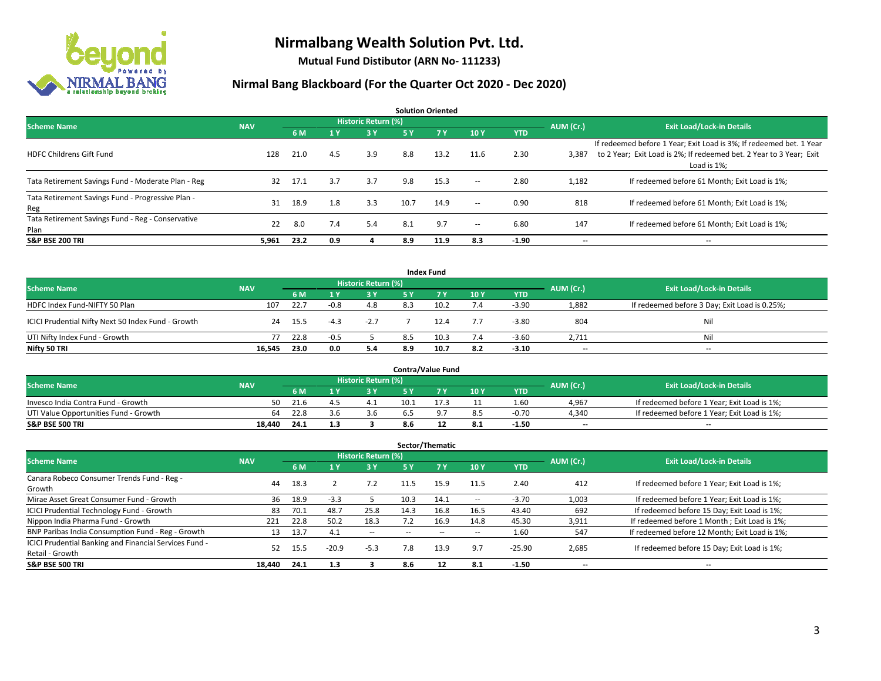# Nirmalbang Wealth Solution Pvt. Ltd.

**Mutual Fund Distibutor (ARN No- 111233)**

## Nirmal Bang Blackboard (For the Quarter Oct 2020 - Dec 2020)

### Solution Oriented

| Scheme Name | NAV | Historic Return (%) | | | | | | | AUM (Cr.) | Exit Load/Lock-in Details |
|---|---|---|---|---|---|---|---|---|---|---|
| | | 6 M | 1 Y | 3 Y | 5 Y | 7 Y | 10 Y | YTD | | |
| HDFC Childrens Gift Fund | 128 | 21.0 | 4.5 | 3.9 | 8.8 | 13.2 | 11.6 | 2.30 | 3,387 | If redeemed before 1 Year; Exit Load is 3%; If redeemed bet. 1 Year to 2 Year; Exit Load is 2%; If redeemed bet. 2 Year to 3 Year; Exit Load is 1%; |
| Tata Retirement Savings Fund - Moderate Plan - Reg | 32 | 17.1 | 3.7 | 3.7 | 9.8 | 15.3 | -- | 2.80 | 1,182 | If redeemed before 61 Month; Exit Load is 1%; |
| Tata Retirement Savings Fund - Progressive Plan - Reg | 31 | 18.9 | 1.8 | 3.3 | 10.7 | 14.9 | -- | 0.90 | 818 | If redeemed before 61 Month; Exit Load is 1%; |
| Tata Retirement Savings Fund - Reg - Conservative Plan | 22 | 8.0 | 7.4 | 5.4 | 8.1 | 9.7 | -- | 6.80 | 147 | If redeemed before 61 Month; Exit Load is 1%; |
| **S&P BSE 200 TRI** | **5,961** | **23.2** | **0.9** | **4** | **8.9** | **11.9** | **8.3** | **-1.90** | **--** | **--** |

### Index Fund

| Scheme Name | NAV | Historic Return (%) | | | | | | | AUM (Cr.) | Exit Load/Lock-in Details |
|---|---|---|---|---|---|---|---|---|---|---|
| | | 6 M | 1 Y | 3 Y | 5 Y | 7 Y | 10 Y | YTD | | |
| HDFC Index Fund-NIFTY 50 Plan | 107 | 22.7 | -0.8 | 4.8 | 8.3 | 10.2 | 7.4 | -3.90 | 1,882 | If redeemed before 3 Day; Exit Load is 0.25%; |
| ICICI Prudential Nifty Next 50 Index Fund - Growth | 24 | 15.5 | -4.3 | -2.7 | 7 | 12.4 | 7.7 | -3.80 | 804 | Nil |
| UTI Nifty Index Fund - Growth | 77 | 22.8 | -0.5 | 5 | 8.5 | 10.3 | 7.4 | -3.60 | 2,711 | Nil |
| **Nifty 50 TRI** | **16,545** | **23.0** | **0.0** | **5.4** | **8.9** | **10.7** | **8.2** | **-3.10** | **--** | **--** |

### Contra/Value Fund

| Scheme Name | NAV | Historic Return (%) | | | | | | | AUM (Cr.) | Exit Load/Lock-in Details |
|---|---|---|---|---|---|---|---|---|---|---|
| | | 6 M | 1 Y | 3 Y | 5 Y | 7 Y | 10 Y | YTD | | |
| Invesco India Contra Fund - Growth | 50 | 21.6 | 4.5 | 4.1 | 10.1 | 17.3 | 11 | 1.60 | 4,967 | If redeemed before 1 Year; Exit Load is 1%; |
| UTI Value Opportunities Fund - Growth | 64 | 22.8 | 3.6 | 3.6 | 6.5 | 9.7 | 8.5 | -0.70 | 4,340 | If redeemed before 1 Year; Exit Load is 1%; |
| **S&P BSE 500 TRI** | **18,440** | **24.1** | **1.3** | **3** | **8.6** | **12** | **8.1** | **-1.50** | **--** | **--** |

### Sector/Thematic

| Scheme Name | NAV | Historic Return (%) | | | | | | | AUM (Cr.) | Exit Load/Lock-in Details |
|---|---|---|---|---|---|---|---|---|---|---|
| | | 6 M | 1 Y | 3 Y | 5 Y | 7 Y | 10 Y | YTD | | |
| Canara Robeco Consumer Trends Fund - Reg - Growth | 44 | 18.3 | 2 | 7.2 | 11.5 | 15.9 | 11.5 | 2.40 | 412 | If redeemed before 1 Year; Exit Load is 1%; |
| Mirae Asset Great Consumer Fund - Growth | 36 | 18.9 | -3.3 | 5 | 10.3 | 14.1 | -- | -3.70 | 1,003 | If redeemed before 1 Year; Exit Load is 1%; |
| ICICI Prudential Technology Fund - Growth | 83 | 70.1 | 48.7 | 25.8 | 14.3 | 16.8 | 16.5 | 43.40 | 692 | If redeemed before 15 Day; Exit Load is 1%; |
| Nippon India Pharma Fund - Growth | 221 | 22.8 | 50.2 | 18.3 | 7.2 | 16.9 | 14.8 | 45.30 | 3,911 | If redeemed before 1 Month ; Exit Load is 1%; |
| BNP Paribas India Consumption Fund - Reg - Growth | 13 | 13.7 | 4.1 | -- | -- | -- | -- | 1.60 | 547 | If redeemed before 12 Month; Exit Load is 1%; |
| ICICI Prudential Banking and Financial Services Fund - Retail - Growth | 52 | 15.5 | -20.9 | -5.3 | 7.8 | 13.9 | 9.7 | -25.90 | 2,685 | If redeemed before 15 Day; Exit Load is 1%; |
| **S&P BSE 500 TRI** | **18,440** | **24.1** | **1.3** | **3** | **8.6** | **12** | **8.1** | **-1.50** | **--** | **--** |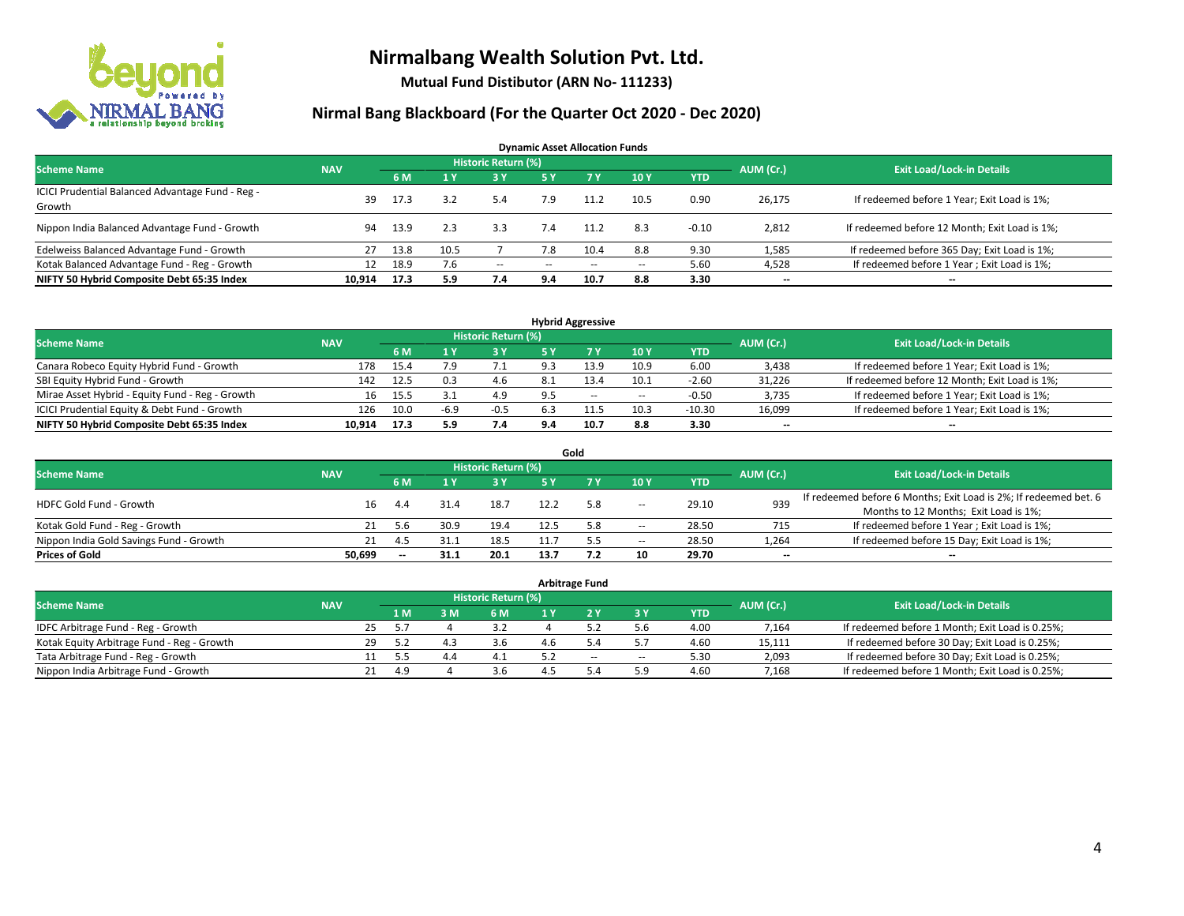# Nirmalbang Wealth Solution Pvt. Ltd.

**Mutual Fund Distibutor (ARN No- 111233)**

## Nirmal Bang Blackboard (For the Quarter Oct 2020 - Dec 2020)

### Dynamic Asset Allocation Funds

| Scheme Name | NAV | Historic Return (%) | | | | | | | AUM (Cr.) | Exit Load/Lock-in Details |
|---|---|---|---|---|---|---|---|---|---|---|
| | | 6 M | 1 Y | 3 Y | 5 Y | 7 Y | 10 Y | YTD | | |
| ICICI Prudential Balanced Advantage Fund - Reg - Growth | 39 | 17.3 | 3.2 | 5.4 | 7.9 | 11.2 | 10.5 | 0.90 | 26,175 | If redeemed before 1 Year; Exit Load is 1%; |
| Nippon India Balanced Advantage Fund - Growth | 94 | 13.9 | 2.3 | 3.3 | 7.4 | 11.2 | 8.3 | -0.10 | 2,812 | If redeemed before 12 Month; Exit Load is 1%; |
| Edelweiss Balanced Advantage Fund - Growth | 27 | 13.8 | 10.5 | 7 | 7.8 | 10.4 | 8.8 | 9.30 | 1,585 | If redeemed before 365 Day; Exit Load is 1%; |
| Kotak Balanced Advantage Fund - Reg - Growth | 12 | 18.9 | 7.6 | -- | -- | -- | -- | 5.60 | 4,528 | If redeemed before 1 Year ; Exit Load is 1%; |
| **NIFTY 50 Hybrid Composite Debt 65:35 Index** | **10,914** | **17.3** | **5.9** | **7.4** | **9.4** | **10.7** | **8.8** | **3.30** | **--** | **--** |

### Hybrid Aggressive

| Scheme Name | NAV | Historic Return (%) | | | | | | | AUM (Cr.) | Exit Load/Lock-in Details |
|---|---|---|---|---|---|---|---|---|---|---|
| | | 6 M | 1 Y | 3 Y | 5 Y | 7 Y | 10 Y | YTD | | |
| Canara Robeco Equity Hybrid Fund - Growth | 178 | 15.4 | 7.9 | 7.1 | 9.3 | 13.9 | 10.9 | 6.00 | 3,438 | If redeemed before 1 Year; Exit Load is 1%; |
| SBI Equity Hybrid Fund - Growth | 142 | 12.5 | 0.3 | 4.6 | 8.1 | 13.4 | 10.1 | -2.60 | 31,226 | If redeemed before 12 Month; Exit Load is 1%; |
| Mirae Asset Hybrid - Equity Fund - Reg - Growth | 16 | 15.5 | 3.1 | 4.9 | 9.5 | -- | -- | -0.50 | 3,735 | If redeemed before 1 Year; Exit Load is 1%; |
| ICICI Prudential Equity & Debt Fund - Growth | 126 | 10.0 | -6.9 | -0.5 | 6.3 | 11.5 | 10.3 | -10.30 | 16,099 | If redeemed before 1 Year; Exit Load is 1%; |
| **NIFTY 50 Hybrid Composite Debt 65:35 Index** | **10,914** | **17.3** | **5.9** | **7.4** | **9.4** | **10.7** | **8.8** | **3.30** | **--** | **--** |

### Gold

| Scheme Name | NAV | Historic Return (%) | | | | | | | AUM (Cr.) | Exit Load/Lock-in Details |
|---|---|---|---|---|---|---|---|---|---|---|
| | | 6 M | 1 Y | 3 Y | 5 Y | 7 Y | 10 Y | YTD | | |
| HDFC Gold Fund - Growth | 16 | 4.4 | 31.4 | 18.7 | 12.2 | 5.8 | -- | 29.10 | 939 | If redeemed before 6 Months; Exit Load is 2%; If redeemed bet. 6 Months to 12 Months; Exit Load is 1%; |
| Kotak Gold Fund - Reg - Growth | 21 | 5.6 | 30.9 | 19.4 | 12.5 | 5.8 | -- | 28.50 | 715 | If redeemed before 1 Year ; Exit Load is 1%; |
| Nippon India Gold Savings Fund - Growth | 21 | 4.5 | 31.1 | 18.5 | 11.7 | 5.5 | -- | 28.50 | 1,264 | If redeemed before 15 Day; Exit Load is 1%; |
| **Prices of Gold** | **50,699** | **--** | **31.1** | **20.1** | **13.7** | **7.2** | **10** | **29.70** | **--** | **--** |

### Arbitrage Fund

| Scheme Name | NAV | Historic Return (%) | | | | | | | AUM (Cr.) | Exit Load/Lock-in Details |
|---|---|---|---|---|---|---|---|---|---|---|
| | | 1 M | 3 M | 6 M | 1 Y | 2 Y | 3 Y | YTD | | |
| IDFC Arbitrage Fund - Reg - Growth | 25 | 5.7 | 4 | 3.2 | 4 | 5.2 | 5.6 | 4.00 | 7,164 | If redeemed before 1 Month; Exit Load is 0.25%; |
| Kotak Equity Arbitrage Fund - Reg - Growth | 29 | 5.2 | 4.3 | 3.6 | 4.6 | 5.4 | 5.7 | 4.60 | 15,111 | If redeemed before 30 Day; Exit Load is 0.25%; |
| Tata Arbitrage Fund - Reg - Growth | 11 | 5.5 | 4.4 | 4.1 | 5.2 | -- | -- | 5.30 | 2,093 | If redeemed before 30 Day; Exit Load is 0.25%; |
| Nippon India Arbitrage Fund - Growth | 21 | 4.9 | 4 | 3.6 | 4.5 | 5.4 | 5.9 | 4.60 | 7,168 | If redeemed before 1 Month; Exit Load is 0.25%; |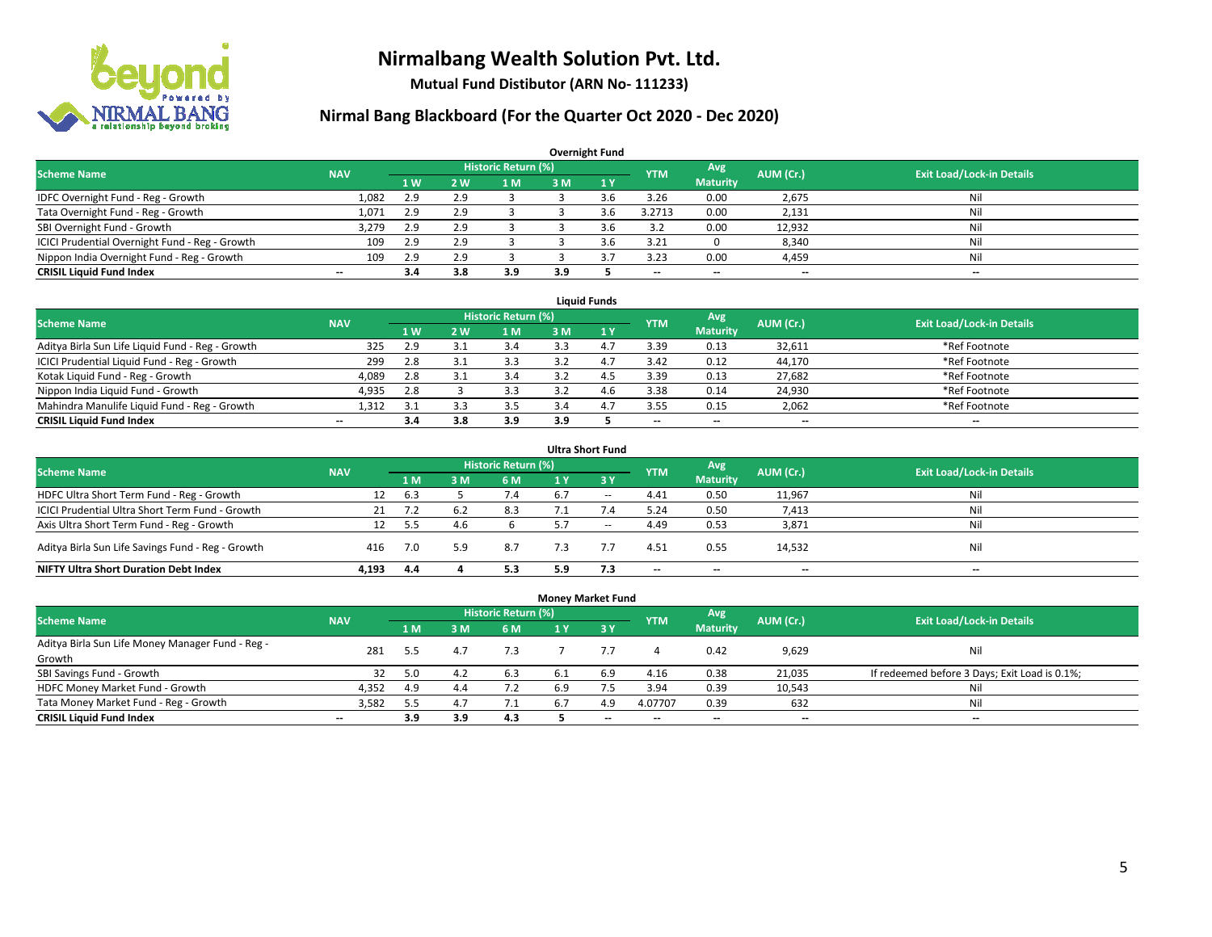# Nirmalbang Wealth Solution Pvt. Ltd.

**Mutual Fund Distibutor (ARN No- 111233)**

## Nirmal Bang Blackboard (For the Quarter Oct 2020 - Dec 2020)

### Overnight Fund

| Scheme Name | NAV | Historic Return (%) | | | | | YTM | Avg Maturity | AUM (Cr.) | Exit Load/Lock-in Details |
|---|---|---|---|---|---|---|---|---|---|---|
| | | 1 W | 2 W | 1 M | 3 M | 1 Y | | | | |
| IDFC Overnight Fund - Reg - Growth | 1,082 | 2.9 | 2.9 | 3 | 3 | 3.6 | 3.26 | 0.00 | 2,675 | Nil |
| Tata Overnight Fund - Reg - Growth | 1,071 | 2.9 | 2.9 | 3 | 3 | 3.6 | 3.2713 | 0.00 | 2,131 | Nil |
| SBI Overnight Fund - Growth | 3,279 | 2.9 | 2.9 | 3 | 3 | 3.6 | 3.2 | 0.00 | 12,932 | Nil |
| ICICI Prudential Overnight Fund - Reg - Growth | 109 | 2.9 | 2.9 | 3 | 3 | 3.6 | 3.21 | 0 | 8,340 | Nil |
| Nippon India Overnight Fund - Reg - Growth | 109 | 2.9 | 2.9 | 3 | 3 | 3.7 | 3.23 | 0.00 | 4,459 | Nil |
| **CRISIL Liquid Fund Index** | -- | **3.4** | **3.8** | **3.9** | **3.9** | **5** | -- | -- | -- | -- |

### Liquid Funds

| Scheme Name | NAV | Historic Return (%) | | | | | YTM | Avg Maturity | AUM (Cr.) | Exit Load/Lock-in Details |
|---|---|---|---|---|---|---|---|---|---|---|
| | | 1 W | 2 W | 1 M | 3 M | 1 Y | | | | |
| Aditya Birla Sun Life Liquid Fund - Reg - Growth | 325 | 2.9 | 3.1 | 3.4 | 3.3 | 4.7 | 3.39 | 0.13 | 32,611 | *Ref Footnote |
| ICICI Prudential Liquid Fund - Reg - Growth | 299 | 2.8 | 3.1 | 3.3 | 3.2 | 4.7 | 3.42 | 0.12 | 44,170 | *Ref Footnote |
| Kotak Liquid Fund - Reg - Growth | 4,089 | 2.8 | 3.1 | 3.4 | 3.2 | 4.5 | 3.39 | 0.13 | 27,682 | *Ref Footnote |
| Nippon India Liquid Fund - Growth | 4,935 | 2.8 | 3 | 3.3 | 3.2 | 4.6 | 3.38 | 0.14 | 24,930 | *Ref Footnote |
| Mahindra Manulife Liquid Fund - Reg - Growth | 1,312 | 3.1 | 3.3 | 3.5 | 3.4 | 4.7 | 3.55 | 0.15 | 2,062 | *Ref Footnote |
| **CRISIL Liquid Fund Index** | -- | **3.4** | **3.8** | **3.9** | **3.9** | **5** | -- | -- | -- | -- |

### Ultra Short Fund

| Scheme Name | NAV | Historic Return (%) | | | | | YTM | Avg Maturity | AUM (Cr.) | Exit Load/Lock-in Details |
|---|---|---|---|---|---|---|---|---|---|---|
| | | 1 M | 3 M | 6 M | 1 Y | 3 Y | | | | |
| HDFC Ultra Short Term Fund - Reg - Growth | 12 | 6.3 | 5 | 7.4 | 6.7 | -- | 4.41 | 0.50 | 11,967 | Nil |
| ICICI Prudential Ultra Short Term Fund - Growth | 21 | 7.2 | 6.2 | 8.3 | 7.1 | 7.4 | 5.24 | 0.50 | 7,413 | Nil |
| Axis Ultra Short Term Fund - Reg - Growth | 12 | 5.5 | 4.6 | 6 | 5.7 | -- | 4.49 | 0.53 | 3,871 | Nil |
| Aditya Birla Sun Life Savings Fund - Reg - Growth | 416 | 7.0 | 5.9 | 8.7 | 7.3 | 7.7 | 4.51 | 0.55 | 14,532 | Nil |
| **NIFTY Ultra Short Duration Debt Index** | **4,193** | **4.4** | **4** | **5.3** | **5.9** | **7.3** | -- | -- | -- | -- |

### Money Market Fund

| Scheme Name | NAV | Historic Return (%) | | | | | YTM | Avg Maturity | AUM (Cr.) | Exit Load/Lock-in Details |
|---|---|---|---|---|---|---|---|---|---|---|
| | | 1 M | 3 M | 6 M | 1 Y | 3 Y | | | | |
| Aditya Birla Sun Life Money Manager Fund - Reg - Growth | 281 | 5.5 | 4.7 | 7.3 | 7 | 7.7 | 4 | 0.42 | 9,629 | Nil |
| SBI Savings Fund - Growth | 32 | 5.0 | 4.2 | 6.3 | 6.1 | 6.9 | 4.16 | 0.38 | 21,035 | If redeemed before 3 Days; Exit Load is 0.1%; |
| HDFC Money Market Fund - Growth | 4,352 | 4.9 | 4.4 | 7.2 | 6.9 | 7.5 | 3.94 | 0.39 | 10,543 | Nil |
| Tata Money Market Fund - Reg - Growth | 3,582 | 5.5 | 4.7 | 7.1 | 6.7 | 4.9 | 4.07707 | 0.39 | 632 | Nil |
| **CRISIL Liquid Fund Index** | -- | **3.9** | **3.9** | **4.3** | **5** | -- | -- | -- | -- | -- |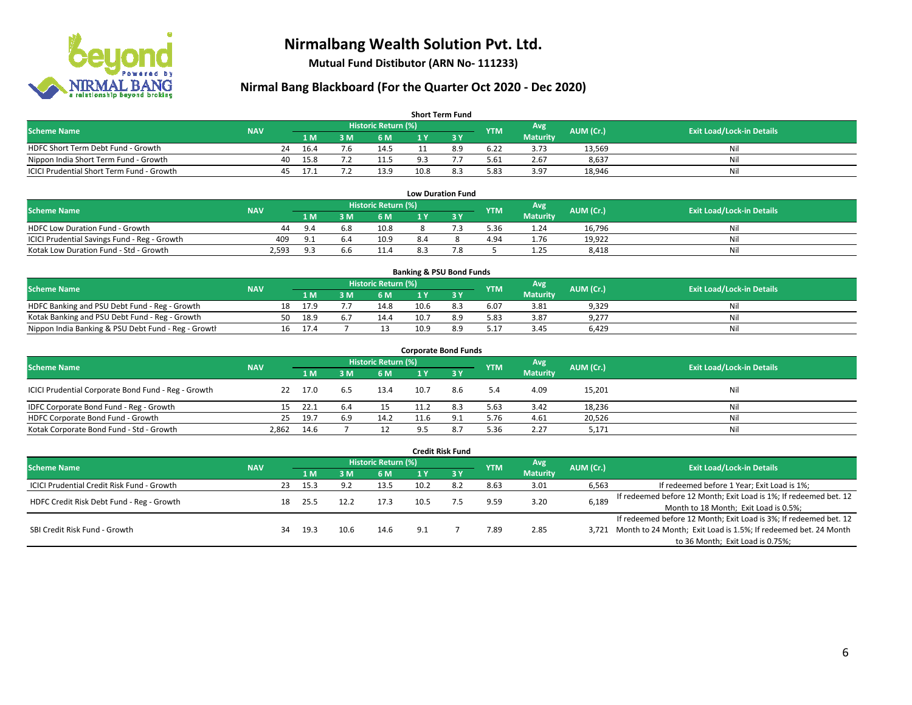# Nirmalbang Wealth Solution Pvt. Ltd.

**Mutual Fund Distibutor (ARN No- 111233)**

## Nirmal Bang Blackboard (For the Quarter Oct 2020 - Dec 2020)

### Short Term Fund

| Scheme Name | NAV | Historic Return (%) | | | | | YTM | Avg Maturity | AUM (Cr.) | Exit Load/Lock-in Details |
|---|---|---|---|---|---|---|---|---|---|---|
| | | 1 M | 3 M | 6 M | 1 Y | 3 Y | | | | |
| HDFC Short Term Debt Fund - Growth | 24 | 16.4 | 7.6 | 14.5 | 11 | 8.9 | 6.22 | 3.73 | 13,569 | Nil |
| Nippon India Short Term Fund - Growth | 40 | 15.8 | 7.2 | 11.5 | 9.3 | 7.7 | 5.61 | 2.67 | 8,637 | Nil |
| ICICI Prudential Short Term Fund - Growth | 45 | 17.1 | 7.2 | 13.9 | 10.8 | 8.3 | 5.83 | 3.97 | 18,946 | Nil |

### Low Duration Fund

| Scheme Name | NAV | Historic Return (%) | | | | | YTM | Avg Maturity | AUM (Cr.) | Exit Load/Lock-in Details |
|---|---|---|---|---|---|---|---|---|---|---|
| | | 1 M | 3 M | 6 M | 1 Y | 3 Y | | | | |
| HDFC Low Duration Fund - Growth | 44 | 9.4 | 6.8 | 10.8 | 8 | 7.3 | 5.36 | 1.24 | 16,796 | Nil |
| ICICI Prudential Savings Fund - Reg - Growth | 409 | 9.1 | 6.4 | 10.9 | 8.4 | 8 | 4.94 | 1.76 | 19,922 | Nil |
| Kotak Low Duration Fund - Std - Growth | 2,593 | 9.3 | 6.6 | 11.4 | 8.3 | 7.8 | 5 | 1.25 | 8,418 | Nil |

### Banking & PSU Bond Funds

| Scheme Name | NAV | Historic Return (%) | | | | | YTM | Avg Maturity | AUM (Cr.) | Exit Load/Lock-in Details |
|---|---|---|---|---|---|---|---|---|---|---|
| | | 1 M | 3 M | 6 M | 1 Y | 3 Y | | | | |
| HDFC Banking and PSU Debt Fund - Reg - Growth | 18 | 17.9 | 7.7 | 14.8 | 10.6 | 8.3 | 6.07 | 3.81 | 9,329 | Nil |
| Kotak Banking and PSU Debt Fund - Reg - Growth | 50 | 18.9 | 6.7 | 14.4 | 10.7 | 8.9 | 5.83 | 3.87 | 9,277 | Nil |
| Nippon India Banking & PSU Debt Fund - Reg - Growth | 16 | 17.4 | 7 | 13 | 10.9 | 8.9 | 5.17 | 3.45 | 6,429 | Nil |

### Corporate Bond Funds

| Scheme Name | NAV | Historic Return (%) | | | | | YTM | Avg Maturity | AUM (Cr.) | Exit Load/Lock-in Details |
|---|---|---|---|---|---|---|---|---|---|---|
| | | 1 M | 3 M | 6 M | 1 Y | 3 Y | | | | |
| ICICI Prudential Corporate Bond Fund - Reg - Growth | 22 | 17.0 | 6.5 | 13.4 | 10.7 | 8.6 | 5.4 | 4.09 | 15,201 | Nil |
| IDFC Corporate Bond Fund - Reg - Growth | 15 | 22.1 | 6.4 | 15 | 11.2 | 8.3 | 5.63 | 3.42 | 18,236 | Nil |
| HDFC Corporate Bond Fund - Growth | 25 | 19.7 | 6.9 | 14.2 | 11.6 | 9.1 | 5.76 | 4.61 | 20,526 | Nil |
| Kotak Corporate Bond Fund - Std - Growth | 2,862 | 14.6 | 7 | 12 | 9.5 | 8.7 | 5.36 | 2.27 | 5,171 | Nil |

### Credit Risk Fund

| Scheme Name | NAV | Historic Return (%) | | | | | YTM | Avg Maturity | AUM (Cr.) | Exit Load/Lock-in Details |
|---|---|---|---|---|---|---|---|---|---|---|
| | | 1 M | 3 M | 6 M | 1 Y | 3 Y | | | | |
| ICICI Prudential Credit Risk Fund - Growth | 23 | 15.3 | 9.2 | 13.5 | 10.2 | 8.2 | 8.63 | 3.01 | 6,563 | If redeemed before 1 Year; Exit Load is 1%; |
| HDFC Credit Risk Debt Fund - Reg - Growth | 18 | 25.5 | 12.2 | 17.3 | 10.5 | 7.5 | 9.59 | 3.20 | 6,189 | If redeemed before 12 Month; Exit Load is 1%; If redeemed bet. 12 Month to 18 Month; Exit Load is 0.5%; |
| SBI Credit Risk Fund - Growth | 34 | 19.3 | 10.6 | 14.6 | 9.1 | 7 | 7.89 | 2.85 | 3,721 | If redeemed before 12 Month; Exit Load is 3%; If redeemed bet. 12 Month to 24 Month; Exit Load is 1.5%; If redeemed bet. 24 Month to 36 Month; Exit Load is 0.75%; |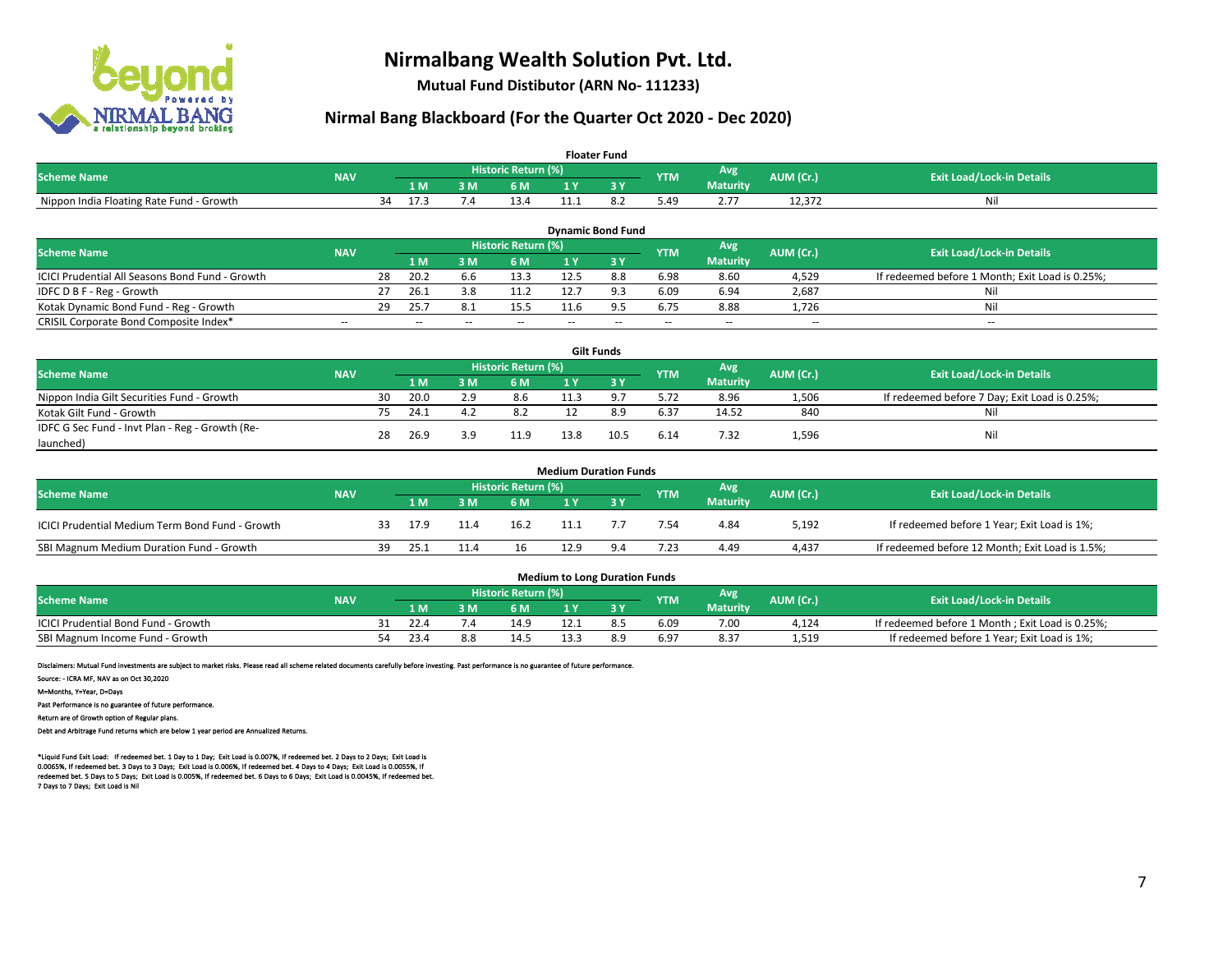# Nirmalbang Wealth Solution Pvt. Ltd.

**Mutual Fund Distibutor (ARN No- 111233)**

## Nirmal Bang Blackboard (For the Quarter Oct 2020 - Dec 2020)

### Floater Fund

| Scheme Name | NAV | Historic Return (%) | | | | | YTM | Avg | AUM (Cr.) | Exit Load/Lock-in Details |
|---|---|---|---|---|---|---|---|---|---|---|
| | | 1 M | 3 M | 6 M | 1 Y | 3 Y | | Maturity | | |
| Nippon India Floating Rate Fund - Growth | 34 | 17.3 | 7.4 | 13.4 | 11.1 | 8.2 | 5.49 | 2.77 | 12,372 | Nil |

### Dynamic Bond Fund

| Scheme Name | NAV | Historic Return (%) | | | | | YTM | Avg | AUM (Cr.) | Exit Load/Lock-in Details |
|---|---|---|---|---|---|---|---|---|---|---|
| | | 1 M | 3 M | 6 M | 1 Y | 3 Y | | Maturity | | |
| ICICI Prudential All Seasons Bond Fund - Growth | 28 | 20.2 | 6.6 | 13.3 | 12.5 | 8.8 | 6.98 | 8.60 | 4,529 | If redeemed before 1 Month; Exit Load is 0.25%; |
| IDFC D B F - Reg - Growth | 27 | 26.1 | 3.8 | 11.2 | 12.7 | 9.3 | 6.09 | 6.94 | 2,687 | Nil |
| Kotak Dynamic Bond Fund - Reg - Growth | 29 | 25.7 | 8.1 | 15.5 | 11.6 | 9.5 | 6.75 | 8.88 | 1,726 | Nil |
| CRISIL Corporate Bond Composite Index* | -- | -- | -- | -- | -- | -- | -- | -- | -- | -- |

### Gilt Funds

| Scheme Name | NAV | Historic Return (%) | | | | | YTM | Avg | AUM (Cr.) | Exit Load/Lock-in Details |
|---|---|---|---|---|---|---|---|---|---|---|
| | | 1 M | 3 M | 6 M | 1 Y | 3 Y | | Maturity | | |
| Nippon India Gilt Securities Fund - Growth | 30 | 20.0 | 2.9 | 8.6 | 11.3 | 9.7 | 5.72 | 8.96 | 1,506 | If redeemed before 7 Day; Exit Load is 0.25%; |
| Kotak Gilt Fund - Growth | 75 | 24.1 | 4.2 | 8.2 | 12 | 8.9 | 6.37 | 14.52 | 840 | Nil |
| IDFC G Sec Fund - Invt Plan - Reg - Growth (Re-launched) | 28 | 26.9 | 3.9 | 11.9 | 13.8 | 10.5 | 6.14 | 7.32 | 1,596 | Nil |

### Medium Duration Funds

| Scheme Name | NAV | Historic Return (%) | | | | | YTM | Avg | AUM (Cr.) | Exit Load/Lock-in Details |
|---|---|---|---|---|---|---|---|---|---|---|
| | | 1 M | 3 M | 6 M | 1 Y | 3 Y | | Maturity | | |
| ICICI Prudential Medium Term Bond Fund - Growth | 33 | 17.9 | 11.4 | 16.2 | 11.1 | 7.7 | 7.54 | 4.84 | 5,192 | If redeemed before 1 Year; Exit Load is 1%; |
| SBI Magnum Medium Duration Fund - Growth | 39 | 25.1 | 11.4 | 16 | 12.9 | 9.4 | 7.23 | 4.49 | 4,437 | If redeemed before 12 Month; Exit Load is 1.5%; |

### Medium to Long Duration Funds

| Scheme Name | NAV | Historic Return (%) | | | | | YTM | Avg | AUM (Cr.) | Exit Load/Lock-in Details |
|---|---|---|---|---|---|---|---|---|---|---|
| | | 1 M | 3 M | 6 M | 1 Y | 3 Y | | Maturity | | |
| ICICI Prudential Bond Fund - Growth | 31 | 22.4 | 7.4 | 14.9 | 12.1 | 8.5 | 6.09 | 7.00 | 4,124 | If redeemed before 1 Month ; Exit Load is 0.25%; |
| SBI Magnum Income Fund - Growth | 54 | 23.4 | 8.8 | 14.5 | 13.3 | 8.9 | 6.97 | 8.37 | 1,519 | If redeemed before 1 Year; Exit Load is 1%; |

Disclaimers: Mutual Fund investments are subject to market risks. Please read all scheme related documents carefully before investing. Past performance is no guarantee of future performance.

Source: - ICRA MF, NAV as on Oct 30,2020

M=Months, Y=Year, D=Days

Past Performance is no guarantee of future performance.

Return are of Growth option of Regular plans.

Debt and Arbitrage Fund returns which are below 1 year period are Annualized Returns.

*Liquid Fund Exit Load: If redeemed bet. 1 Day to 1 Day; Exit Load is 0.007%, If redeemed bet. 2 Days to 2 Days; Exit Load is 0.0065%, If redeemed bet. 3 Days to 3 Days; Exit Load is 0.006%, If redeemed bet. 4 Days to 4 Days; Exit Load is 0.0055%, If redeemed bet. 5 Days to 5 Days; Exit Load is 0.005%, If redeemed bet. 6 Days to 6 Days; Exit Load is 0.0045%, If redeemed bet. 7 Days to 7 Days; Exit Load is Nil